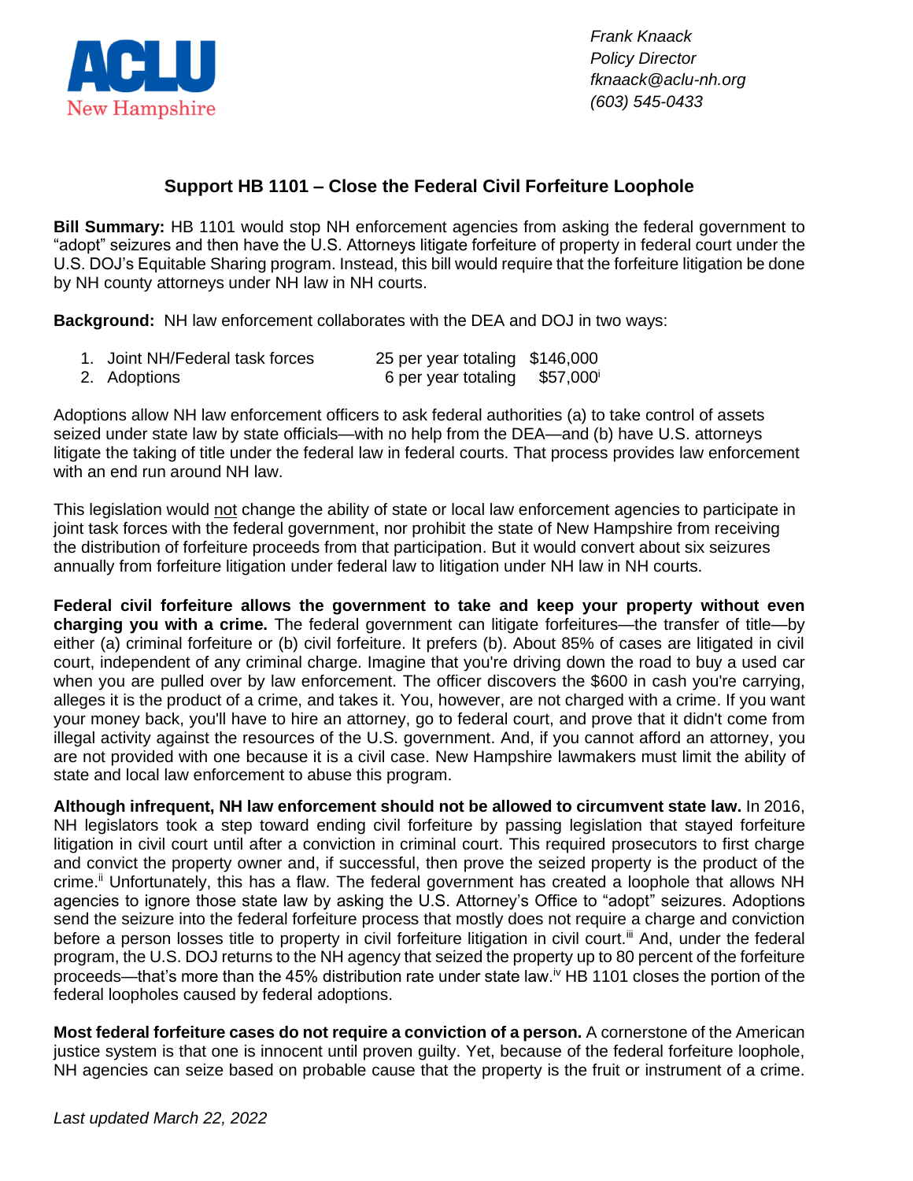ACLU New Hampshire

*Frank Knaack*
*Policy Director*
*fknaack@aclu-nh.org*
*(603) 545-0433*

## Support HB 1101 – Close the Federal Civil Forfeiture Loophole

**Bill Summary:** HB 1101 would stop NH enforcement agencies from asking the federal government to "adopt" seizures and then have the U.S. Attorneys litigate forfeiture of property in federal court under the U.S. DOJ's Equitable Sharing program. Instead, this bill would require that the forfeiture litigation be done by NH county attorneys under NH law in NH courts.

**Background:** NH law enforcement collaborates with the DEA and DOJ in two ways:

1. Joint NH/Federal task forces — 25 per year totaling $146,000
2. Adoptions — 6 per year totaling $57,000[i]

Adoptions allow NH law enforcement officers to ask federal authorities (a) to take control of assets seized under state law by state officials—with no help from the DEA—and (b) have U.S. attorneys litigate the taking of title under the federal law in federal courts. That process provides law enforcement with an end run around NH law.

This legislation would not change the ability of state or local law enforcement agencies to participate in joint task forces with the federal government, nor prohibit the state of New Hampshire from receiving the distribution of forfeiture proceeds from that participation. But it would convert about six seizures annually from forfeiture litigation under federal law to litigation under NH law in NH courts.

**Federal civil forfeiture allows the government to take and keep your property without even charging you with a crime.** The federal government can litigate forfeitures—the transfer of title—by either (a) criminal forfeiture or (b) civil forfeiture. It prefers (b). About 85% of cases are litigated in civil court, independent of any criminal charge. Imagine that you're driving down the road to buy a used car when you are pulled over by law enforcement. The officer discovers the $600 in cash you're carrying, alleges it is the product of a crime, and takes it. You, however, are not charged with a crime. If you want your money back, you'll have to hire an attorney, go to federal court, and prove that it didn't come from illegal activity against the resources of the U.S. government. And, if you cannot afford an attorney, you are not provided with one because it is a civil case. New Hampshire lawmakers must limit the ability of state and local law enforcement to abuse this program.

**Although infrequent, NH law enforcement should not be allowed to circumvent state law.** In 2016, NH legislators took a step toward ending civil forfeiture by passing legislation that stayed forfeiture litigation in civil court until after a conviction in criminal court. This required prosecutors to first charge and convict the property owner and, if successful, then prove the seized property is the product of the crime.[ii] Unfortunately, this has a flaw. The federal government has created a loophole that allows NH agencies to ignore those state law by asking the U.S. Attorney's Office to "adopt" seizures. Adoptions send the seizure into the federal forfeiture process that mostly does not require a charge and conviction before a person losses title to property in civil forfeiture litigation in civil court.[iii] And, under the federal program, the U.S. DOJ returns to the NH agency that seized the property up to 80 percent of the forfeiture proceeds—that's more than the 45% distribution rate under state law.[iv] HB 1101 closes the portion of the federal loopholes caused by federal adoptions.

**Most federal forfeiture cases do not require a conviction of a person.** A cornerstone of the American justice system is that one is innocent until proven guilty. Yet, because of the federal forfeiture loophole, NH agencies can seize based on probable cause that the property is the fruit or instrument of a crime.

*Last updated March 22, 2022*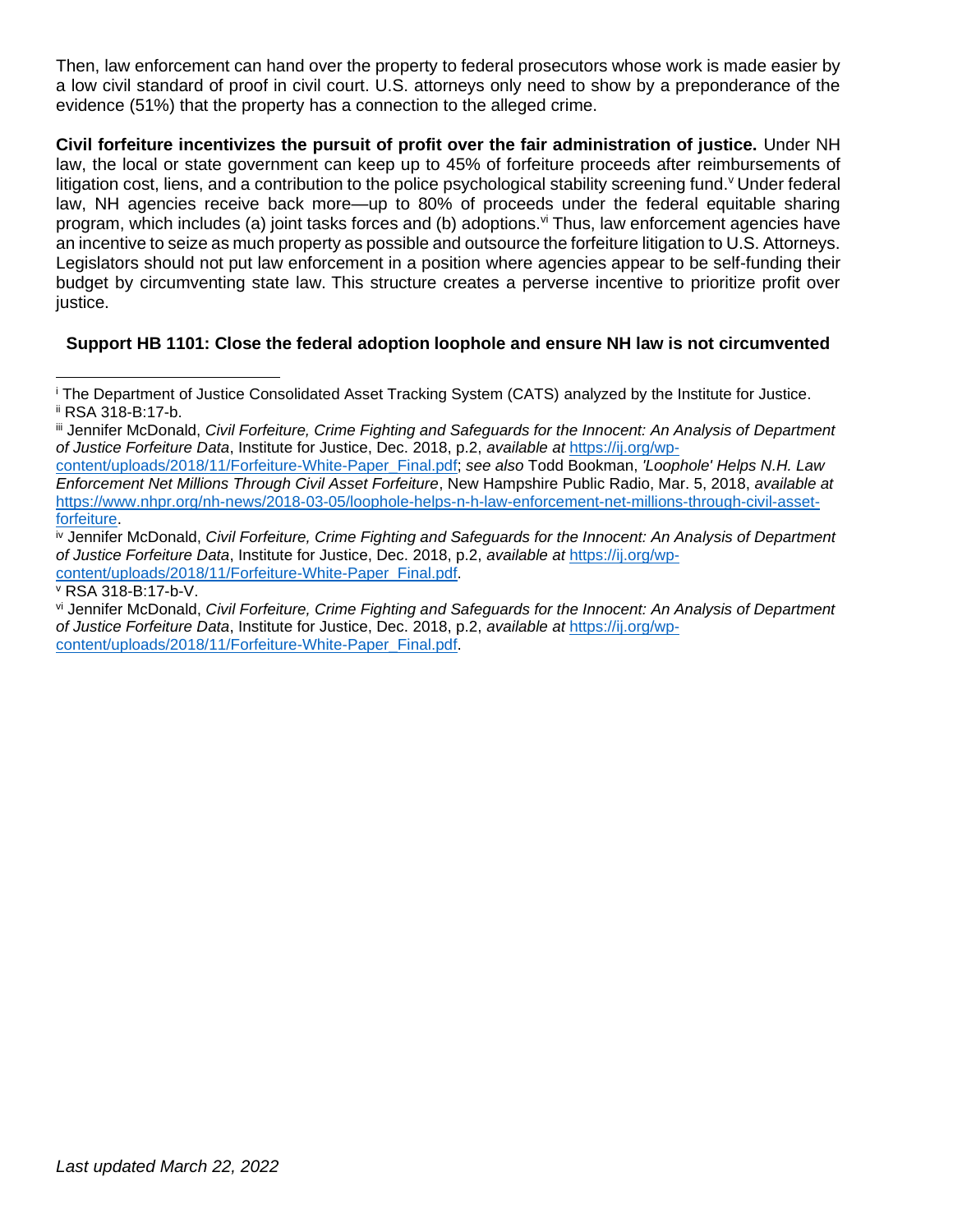Then, law enforcement can hand over the property to federal prosecutors whose work is made easier by a low civil standard of proof in civil court. U.S. attorneys only need to show by a preponderance of the evidence (51%) that the property has a connection to the alleged crime.

**Civil forfeiture incentivizes the pursuit of profit over the fair administration of justice.** Under NH law, the local or state government can keep up to 45% of forfeiture proceeds after reimbursements of litigation cost, liens, and a contribution to the police psychological stability screening fund.[v] Under federal law, NH agencies receive back more—up to 80% of proceeds under the federal equitable sharing program, which includes (a) joint tasks forces and (b) adoptions.[vi] Thus, law enforcement agencies have an incentive to seize as much property as possible and outsource the forfeiture litigation to U.S. Attorneys. Legislators should not put law enforcement in a position where agencies appear to be self-funding their budget by circumventing state law. This structure creates a perverse incentive to prioritize profit over justice.

**Support HB 1101: Close the federal adoption loophole and ensure NH law is not circumvented**

---

[i] The Department of Justice Consolidated Asset Tracking System (CATS) analyzed by the Institute for Justice.

[ii] RSA 318-B:17-b.

[iii] Jennifer McDonald, *Civil Forfeiture, Crime Fighting and Safeguards for the Innocent: An Analysis of Department of Justice Forfeiture Data*, Institute for Justice, Dec. 2018, p.2, *available at* https://ij.org/wp-content/uploads/2018/11/Forfeiture-White-Paper_Final.pdf; *see also* Todd Bookman, *'Loophole' Helps N.H. Law Enforcement Net Millions Through Civil Asset Forfeiture*, New Hampshire Public Radio, Mar. 5, 2018, *available at* https://www.nhpr.org/nh-news/2018-03-05/loophole-helps-n-h-law-enforcement-net-millions-through-civil-asset-forfeiture.

[iv] Jennifer McDonald, *Civil Forfeiture, Crime Fighting and Safeguards for the Innocent: An Analysis of Department of Justice Forfeiture Data*, Institute for Justice, Dec. 2018, p.2, *available at* https://ij.org/wp-content/uploads/2018/11/Forfeiture-White-Paper_Final.pdf.

[v] RSA 318-B:17-b-V.

[vi] Jennifer McDonald, *Civil Forfeiture, Crime Fighting and Safeguards for the Innocent: An Analysis of Department of Justice Forfeiture Data*, Institute for Justice, Dec. 2018, p.2, *available at* https://ij.org/wp-content/uploads/2018/11/Forfeiture-White-Paper_Final.pdf.

*Last updated March 22, 2022*